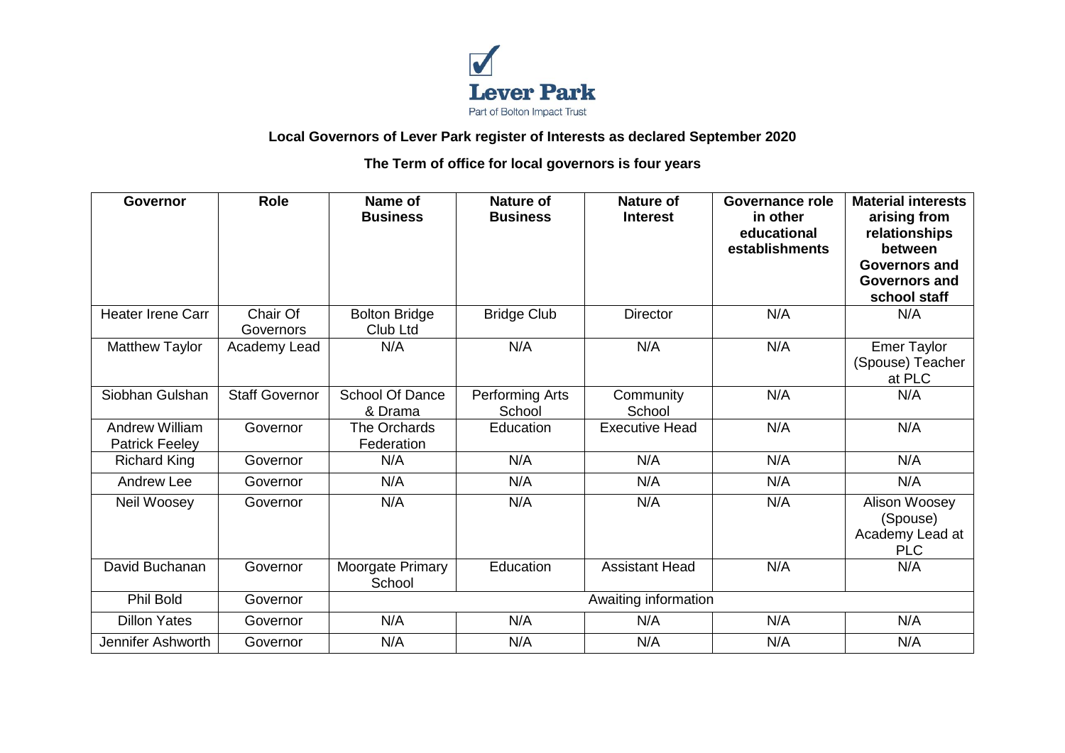Lever Park

Part of Bolton Impact Trust

**Local Governors of Lever Park register of Interests as declared September 2020**

**The Term of office for local governors is four years**

| Governor | Role | Name of Business | Nature of Business | Nature of Interest | Governance role in other educational establishments | Material interests arising from relationships between Governors and Governors and school staff |
|---|---|---|---|---|---|---|
| Heater Irene Carr | Chair Of Governors | Bolton Bridge Club Ltd | Bridge Club | Director | N/A | N/A |
| Matthew Taylor | Academy Lead | N/A | N/A | N/A | N/A | Emer Taylor (Spouse) Teacher at PLC |
| Siobhan Gulshan | Staff Governor | School Of Dance & Drama | Performing Arts School | Community School | N/A | N/A |
| Andrew William Patrick Feeley | Governor | The Orchards Federation | Education | Executive Head | N/A | N/A |
| Richard King | Governor | N/A | N/A | N/A | N/A | N/A |
| Andrew Lee | Governor | N/A | N/A | N/A | N/A | N/A |
| Neil Woosey | Governor | N/A | N/A | N/A | N/A | Alison Woosey (Spouse) Academy Lead at PLC |
| David Buchanan | Governor | Moorgate Primary School | Education | Assistant Head | N/A | N/A |
| Phil Bold | Governor | Awaiting information | | | | |
| Dillon Yates | Governor | N/A | N/A | N/A | N/A | N/A |
| Jennifer Ashworth | Governor | N/A | N/A | N/A | N/A | N/A |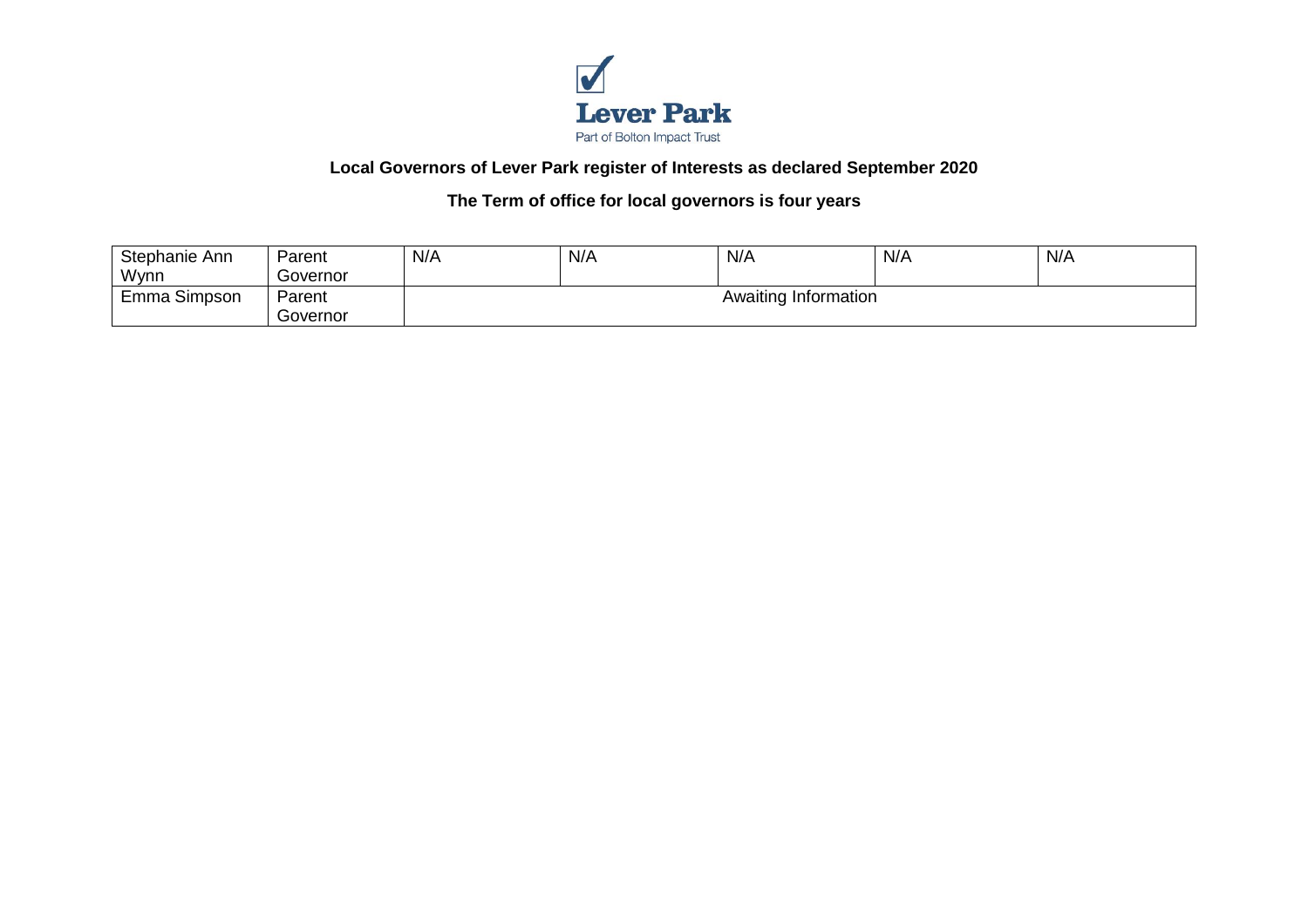Lever Park

Part of Bolton Impact Trust

**Local Governors of Lever Park register of Interests as declared September 2020**

**The Term of office for local governors is four years**

| | | | | | | |
|---|---|---|---|---|---|---|
| Stephanie Ann Wynn | Parent Governor | N/A | N/A | N/A | N/A | N/A |
| Emma Simpson | Parent Governor | Awaiting Information | | | | |